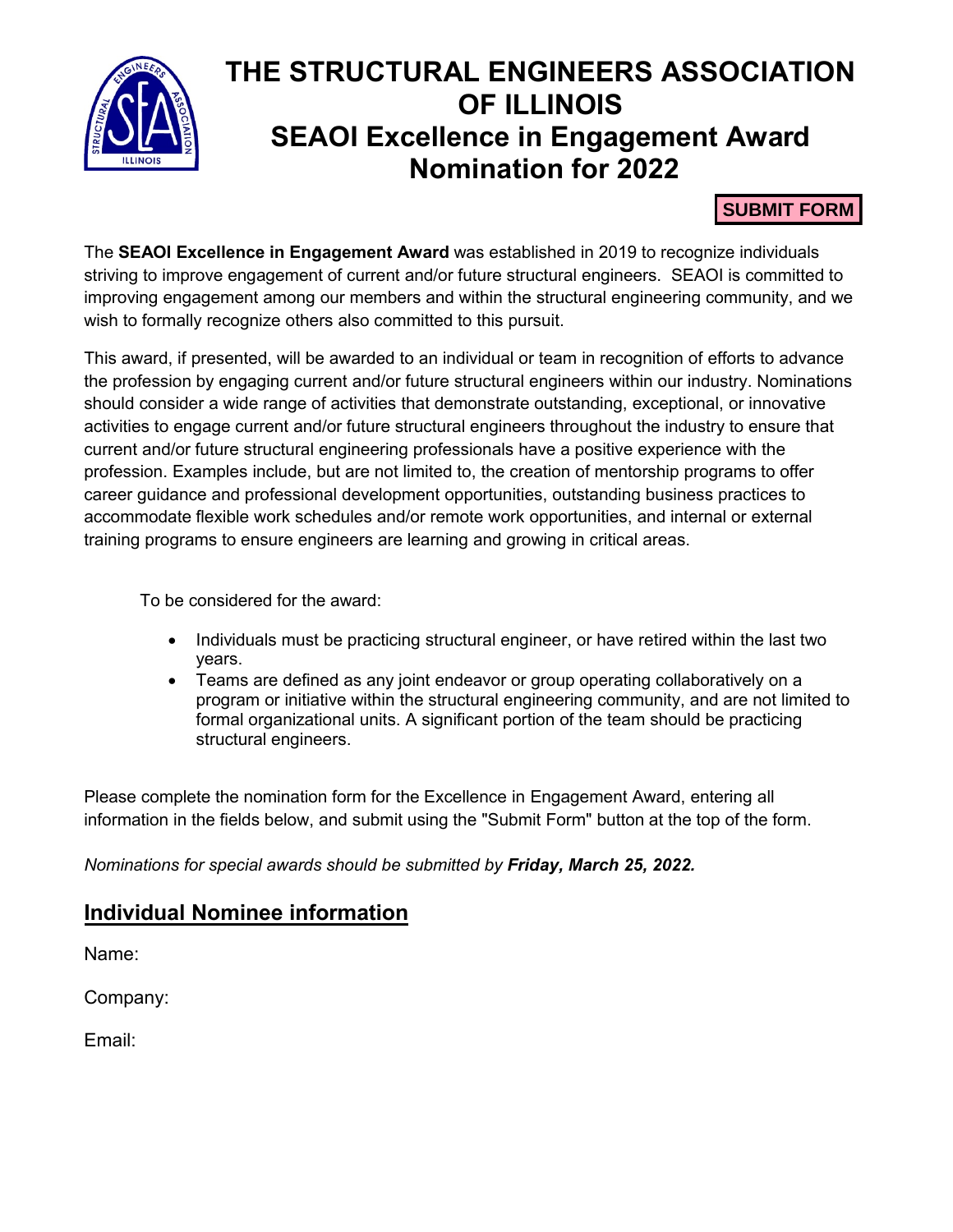# THE STRUCTURAL ENGINEERS ASSOCIATION OF ILLINOIS
# SEAOI Excellence in Engagement Award Nomination for 2022

**SUBMIT FORM**

The **SEAOI Excellence in Engagement Award** was established in 2019 to recognize individuals striving to improve engagement of current and/or future structural engineers. SEAOI is committed to improving engagement among our members and within the structural engineering community, and we wish to formally recognize others also committed to this pursuit.

This award, if presented, will be awarded to an individual or team in recognition of efforts to advance the profession by engaging current and/or future structural engineers within our industry. Nominations should consider a wide range of activities that demonstrate outstanding, exceptional, or innovative activities to engage current and/or future structural engineers throughout the industry to ensure that current and/or future structural engineering professionals have a positive experience with the profession. Examples include, but are not limited to, the creation of mentorship programs to offer career guidance and professional development opportunities, outstanding business practices to accommodate flexible work schedules and/or remote work opportunities, and internal or external training programs to ensure engineers are learning and growing in critical areas.

To be considered for the award:

- Individuals must be practicing structural engineer, or have retired within the last two years.
- Teams are defined as any joint endeavor or group operating collaboratively on a program or initiative within the structural engineering community, and are not limited to formal organizational units. A significant portion of the team should be practicing structural engineers.

Please complete the nomination form for the Excellence in Engagement Award, entering all information in the fields below, and submit using the "Submit Form" button at the top of the form.

*Nominations for special awards should be submitted by **Friday, March 25, 2022.***

## Individual Nominee information

Name:

Company:

Email: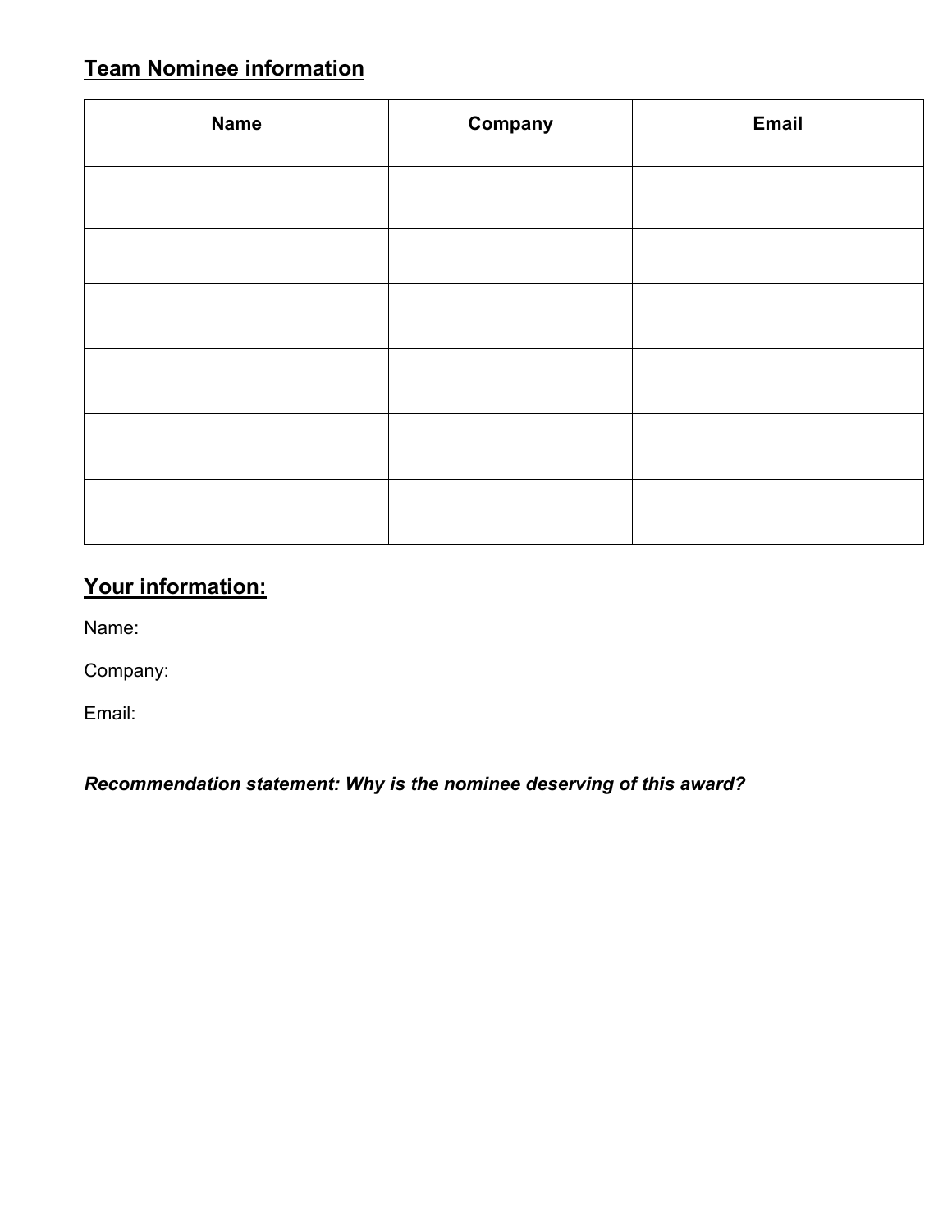## Team Nominee information

| Name | Company | Email |
|---|---|---|
| | | |
| | | |
| | | |
| | | |
| | | |
| | | |

## Your information:

Name:

Company:

Email:

***Recommendation statement: Why is the nominee deserving of this award?***